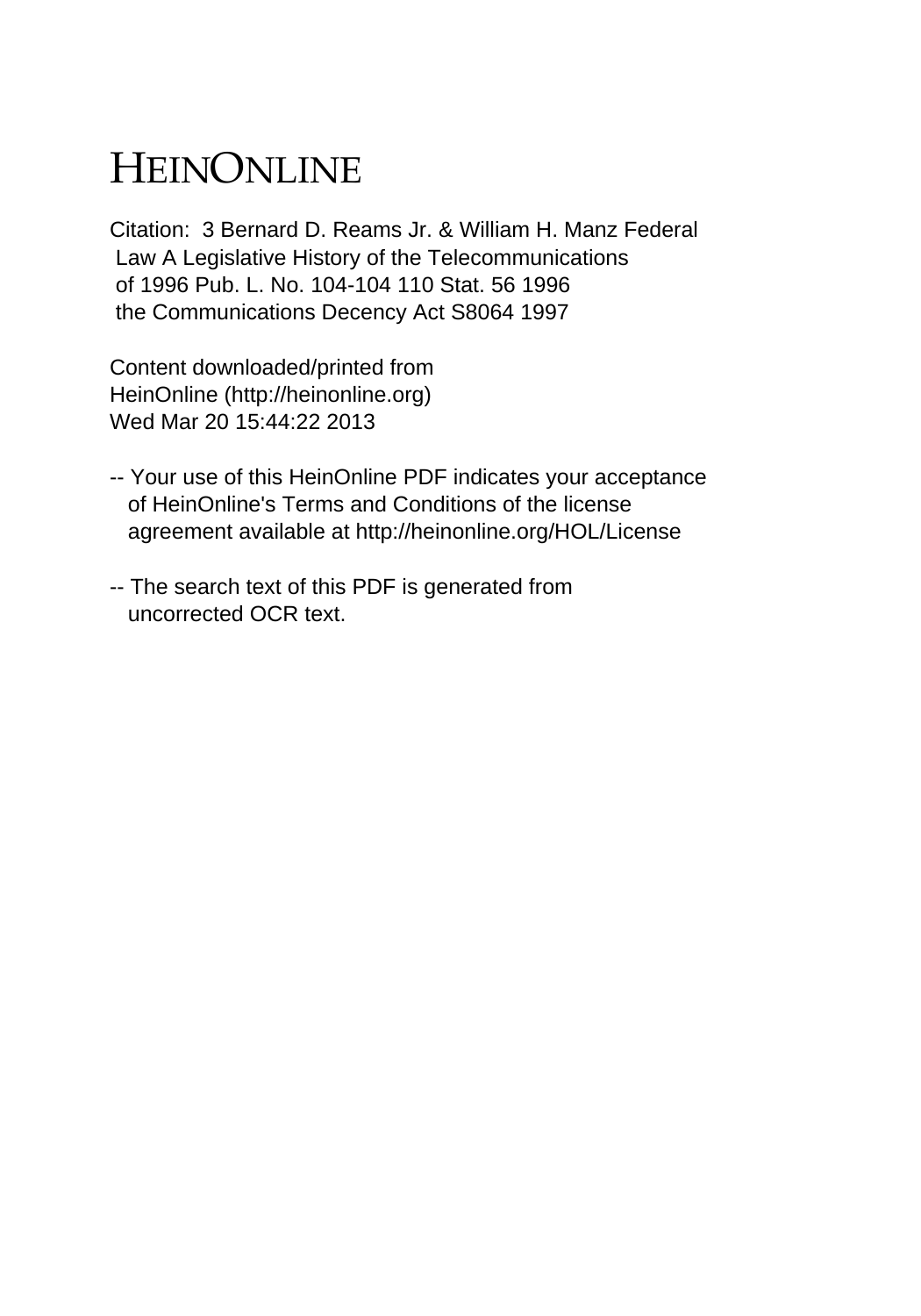# HEINONLINE

Citation: 3 Bernard D. Reams Jr. & William H. Manz Federal Law A Legislative History of the Telecommunications of 1996 Pub. L. No. 104-104 110 Stat. 56 1996 the Communications Decency Act S8064 1997

Content downloaded/printed from HeinOnline (http://heinonline.org) Wed Mar 20 15:44:22 2013

-- Your use of this HeinOnline PDF indicates your acceptance of HeinOnline's Terms and Conditions of the license agreement available at http://heinonline.org/HOL/License

-- The search text of this PDF is generated from uncorrected OCR text.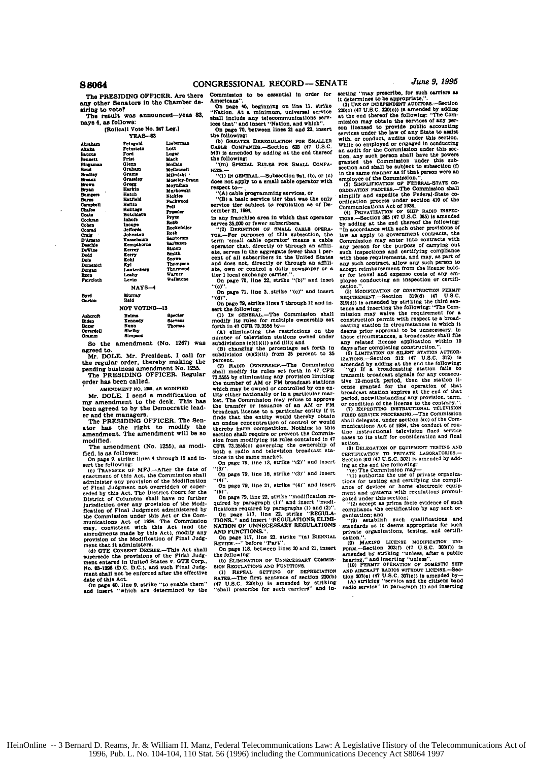The PRESIDING OFFICER. Are there any other Senators in the Chamber desiring to vote?

The result was announced—yeas 83, nays 4, as follows:

[Rollcall Vote No. 247 Leg.]

YEAS—83

| | | |
|---|---|---|
| Abraham | Feingold | Lieberman |
| Akaka | Feinstein | Lott |
| Baucus | Ford | Lugar |
| Bennett | Frist | Mack |
| Bingaman | Glenn | McCain |
| Bond | Graham | McConnell |
| Bradley | Grams | Mikulski |
| Breaux | Grassley | Moseley-Braun |
| Brown | Gregg | Moynihan |
| Bryan | Harkin | Murkowski |
| Bumpers | Hatch | Nickles |
| Burns | Hatfield | Packwood |
| Campbell | Heflin | Pell |
| Chafee | Hollings | Pressler |
| Coats | Hutchison | Pryor |
| Cochran | Inhofe | Robb |
| Cohen | Inouye | Rockefeller |
| Conrad | Jeffords | Roth |
| Craig | Johnston | Santorum |
| D'Amato | Kassebaum | Sarbanes |
| Daschle | Kempthorne | Simon |
| DeWine | Kerrey | Smith |
| Dodd | Kerry | Snowe |
| Dole | Kohl | Thompson |
| Domenici | Kyl | Thurmond |
| Dorgan | Lautenberg | Warner |
| Exon | Leahy | Wellstone |
| Faircloth | Levin | |

NAYS—4

| | |
|---|---|
| Byrd | Murray |
| Gorton | Reid |

NOT VOTING—13

| | | |
|---|---|---|
| Ashcroft | Helms | Specter |
| Biden | Kennedy | Stevens |
| Boxer | Nunn | Thomas |
| Coverdell | Shelby | |
| Gramm | Simpson | |

So the amendment (No. 1267) was agreed to.

Mr. DOLE. Mr. President, I call for the regular order, thereby making the pending business amendment No. 1255.

The PRESIDING OFFICER. Regular order has been called.

AMENDMENT NO. 1255, AS MODIFIED

Mr. DOLE. I send a modification of my amendment to the desk. This has been agreed to by the Democratic leader and the managers.

The PRESIDING OFFICER. The Senator has the right to modify the amendment. The amendment will be so modified.

The amendment (No. 1255), as modified, is as follows:

On page 9, strike lines 4 through 12 and insert the following:

(c) TRANSFER OF MFJ.—After the date of enactment of this Act, the Commission shall administer any provision of the Modification of Final Judgment not overridden or superseded by this Act. The District Court for the District of Columbia shall have no further jurisdiction over any provision of the Modification of Final Judgment administered by the Commission under this Act or the Communications Act of 1934. The Commission may, consistent with this Act (and the amendments made by this Act), modify any provision of the Modification of Final Judgment that it administers.

(d) GTE CONSENT DECREE.—This Act shall supersede the provisions of the Final Judgment entered in United States v. GTE Corp., No. 83-1298 (D.C. D.C.), and such Final Judgment shall not be enforced after the effective date of this Act.

On page 40, line 9, strike "to enable them" and insert "which are determined by the Commission to be essential in order for Americans".

On page 40, beginning on line 11, strike "Nation. At a minimum, universal service shall include any telecommunications services that" and insert "Nation, and which".

On page 70, between lines 21 and 22, insert the following:

(b) GREATER DEREGULATION FOR SMALLER CABLE COMPANIES.—Section 623 (47 U.S.C. 543) is amended by adding at the end thereof the following:

"(m) SPECIAL RULES FOR SMALL COMPANIES.—

"(1) IN GENERAL.—Subsection 9a), (b), or (c) does not apply to a small cable operator with respect to—

"(A) cable programming services, or

"(B) a basic service tier that was the only service tier subject to regulation as of December 31, 1994,

in any franchise area in which that operator serves 35,000 or fewer subscribers.

"(2) DEFINITION OF SMALL CABLE OPERATOR.—For purposes of this subsection, the term 'small cable operator' means a cable operator that, directly or through an affiliate, serves in the aggregate fewer than 1 percent of all subscribers in the United States and does not, directly or through an affiliate, own or control a daily newspaper or a tier 1 local exchange carrier.".

On page 70, line 22, strike "(b)" and inset "(c)".

On page 71, line 3, strike "(c)" and insert "(d)".

On page 79, strike lines 7 through 11 and insert the following:

(1) IN GENERAL.—The Commission shall modify its rules for multiple ownership set forth in 47 CFR 73.3555 by—

(A) eliminating the restrictions on the number of television stations owned under subdivisions (e)(1)(ii) and (iii); and

(B) changing the percentage set forth in subdivision (e)(2)(ii) from 25 percent to 35 percent.

(2) RADIO OWNERSHIP.—The Commission shall modify its rules set forth in 47 CFR 73.3555 by eliminating any provision limiting the number of AM or FM broadcast stations which may be owned or controlled by one entity either nationally or in a particular market. The Commission may refuse to approve the transfer or issuance of an AM or FM broadcast license to a particular entity if it finds that the entity would thereby obtain an undue concentration of control or would thereby harm competition. Nothing in this section shall require or prevent the Commission from modifying its rules contained in 47 CFR 73.3555(c) governing the ownership of both a radio and television broadcast stations in the same market.

On page 79, line 12, strike "(2)" and insert "(3)".

On page 79, line 18, strike "(3)" and insert "(4)".

On page 79, line 21, strike "(4)" and insert "(5)".

On page 79, line 22, strike "modification required by paragraph (1)" and insert "modifications required by paragraphs (1) and (2)".

On page 117, line 22, strike "REGULATIONS." and insert "REGULATIONS; ELIMINATION OF UNNECESSARY REGULATIONS AND FUNCTIONS.".

On page 117, line 23, strike "(a) BIENNIAL REVIEW.—" before "Part".

On page 118, between lines 20 and 21, insert the following:

(b) ELIMINATION OF UNNECESSARY COMMISSION REGULATIONS AND FUNCTIONS.

(1) REPEAL SETTING OF DEPRECIATION RATES.—The first sentence of section 220(b) (47 U.S.C. 220(b)) is amended by striking "shall prescribe for such carriers" and inserting "may prescribe, for such carriers as it determines to be appropriate,".

(2) USE OF INDEPENDENT AUDITORS.—Section 220(c) (47 U.S.C. 220(c)) is amended by adding at the end thereof the following: "The Commission may obtain the services of any person licensed to provide public accounting services under the law of any State to assist with, or conduct, audits under this section. While so employed or engaged in conducting an audit for the Commission under this section, any such person shall have the powers granted the Commission under this subsection and shall be subject to subsection (f) in the same manner as if that person were an employee of the Commission.".

(3) SIMPLIFICATION OF FEDERAL-STATE COORDINATION PROCESS.—The Commission shall simplify and expedite the Federal-State coordination process under section 410 of the Communications Act of 1934.

(4) PRIVATIZATION OF SHIP RADIO INSPECTIONS.—Section 385 (47 U.S.C. 385) is amended by adding at the end thereof the following: "In accordance with such other provisions of law as apply to government contracts, the Commission may enter into contracts with any person for the purpose of carrying out such inspections and certifying compliance with those requirements, and may, as part of any such contract, allow any such person to accept reimbursement from the license holder for travel and expense costs of any employee conducting an inspection or certification.".

(5) MODIFICATION OF CONSTRUCTION PERMIT REQUIREMENT.—Section 319(d) (47 U.S.C. 319(d)) is amended by striking the third sentence and inserting the following: "The Commission may waive the requirement for a construction permit with respect to a broadcasting station in circumstances in which it deems prior approval to be unnecessary. In those circumstances, a broadcaster shall file any related license application within 10 days after completing construction.".

(6) LIMITATION ON SILENT STATION AUTHORIZATIONS.—Section 312 (47 U.S.C. 312) is amended by adding at the end the following:

"(g) If a broadcasting station fails to transmit broadcast signals for any consecutive 12-month period, then the station license granted for the operation of that broadcast station expires at the end of that period, notwithstanding any provision, term, or condition of the license to the contrary.".

(7) EXPEDITING INSTRUCTIONAL TELEVISION FIXED SERVICE PROCESSING.—The Commission shall delegate, under section 5(c) of the Communications Act of 1934, the conduct of routine instructional television fixed service cases to its staff for consideration and final action.

(8) DELEGATION OF EQUIPMENT TESTING AND CERTIFICATION TO PRIVATE LABORATORIES.—Section 302 (47 U.S.C. 302) is amended by adding at the end the following:

"(e) The Commission may—

"(1) authorize the use of private organizations for testing and certifying the compliance of devices or home electronic equipment and systems with regulations promulgated under this section;

"(2) accept as prima facie evidence of such compliance the certification by any such organization; and

"(3) establish such qualifications and standards as it deems appropriate for such private organizations, testing, and certification.".

(9) MAKING LICENSE MODIFICATION UNIFORM.—Section 303(f) (47 U.S.C. 303(f)) is amended by striking "unless, after a public hearing," and inserting "unless".

(10) PERMIT OPERATION OF DOMESTIC SHIP AND AIRCRAFT RADIOS WITHOUT LICENSE.—Section 307(e) (47 U.S.C. 307(e)) is amended by—

(A) striking "service and the citizens band radio service" in paragraph (1) and inserting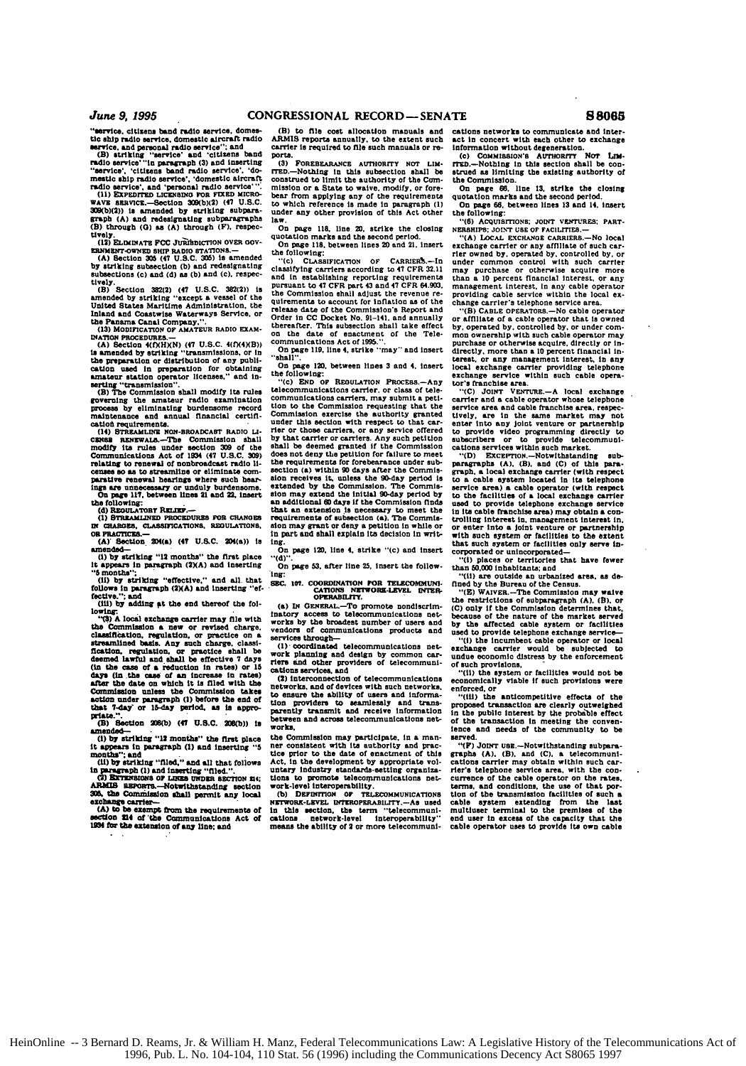"service, citizens band radio service, domestic ship radio service, domestic aircraft radio service, and personal radio service"; and

(B) striking "service' and 'citizens band radio service'" in paragraph (3) and inserting "service', 'citizens band radio service', 'domestic ship radio service', 'domestic aircraft radio service', and 'personal radio service'".

(11) EXPEDITED LICENSING FOR FIXED MICROWAVE SERVICE.—Section 309(b)(2) (47 U.S.C. 309(b)(2)) is amended by striking subparagraph (A) and redesignating subparagraphs (B) through (G) as (A) through (F), respectively.

(12) ELIMINATE FCC JURISDICTION OVER GOVERNMENT-OWNED SHIP RADIO STATIONS.—

(A) Section 305 (47 U.S.C. 305) is amended by striking subsection (b) and redesignating subsections (c) and (d) as (b) and (c), respectively.

(B) Section 382(2) (47 U.S.C. 382(2)) is amended by striking "except a vessel of the United States Maritime Administration, the Inland and Coastwise Waterways Service, or the Panama Canal Company,".

(13) MODIFICATION OF AMATEUR RADIO EXAMINATION PROCEDURES.—

(A) Section 4(f)(H)(N) (47 U.S.C. 4(f)(4)(B)) is amended by striking "transmissions, or in the preparation or distribution of any publication used in preparation for obtaining amateur station operator licenses," and inserting "transmission".

(B) The Commission shall modify its rules governing the amateur radio examination process by eliminating burdensome record maintenance and annual financial certification requirements.

(14) STREAMLINE NON-BROADCAST RADIO LICENSE RENEWALS.—The Commission shall modify its rules under section 309 of the Communications Act of 1934 (47 U.S.C. 309) relating to renewal of nonbroadcast radio licenses so as to streamline or eliminate comparative renewal hearings where such hearings are unnecessary or unduly burdensome.

On page 117, between lines 21 and 22, insert the following:

(d) REGULATORY RELIEF.—

(1) STREAMLINED PROCEDURES FOR CHANGES IN CHARGES, CLASSIFICATIONS, REGULATIONS, OR PRACTICES.—

(A) Section 204(a) (47 U.S.C. 204(a)) is amended—

(i) by striking "12 months" the first place it appears in paragraph (2)(A) and inserting "5 months";

(ii) by striking "effective," and all that follows in paragraph (2)(A) and inserting "effective."; and

(iii) by adding at the end thereof the following:

"(3) A local exchange carrier may file with the Commission a new or revised charge, classification, regulation, or practice on a streamlined basis. Any such charge, classification, regulation, or practice shall be deemed lawful and shall be effective 7 days (in the case of a reduction in rates) or 15 days (in the case of an increase in rates) after the date on which it is filed with the Commission unless the Commission takes action under paragraph (1) before the end of that 7-day or 15-day period, as is appropriate.".

(B) Section 208(b) (47 U.S.C. 208(b)) is amended—

(i) by striking "12 months" the first place it appears in paragraph (1) and inserting "5 months"; and

(ii) by striking "filed," and all that follows in paragraph (1) and inserting "filed.".

(2) EXTENSIONS OF LINES UNDER SECTION 214; ARMIS REPORTS.—Notwithstanding section 305, the Commission shall permit any local exchange carrier—

(A) to be exempt from the requirements of section 214 of the Communications Act of 1934 for the extension of any line; and

(B) to file cost allocation manuals and ARMIS reports annually, to the extent such carrier is required to file such manuals or reports.

(3) FOREBEARANCE AUTHORITY NOT LIMITED.—Nothing in this subsection shall be construed to limit the authority of the Commission or a State to waive, modify, or forebear from applying any of the requirements to which reference is made in paragraph (1) under any other provision of this Act other law.

On page 118, line 20, strike the closing quotation marks and the second period.

On page 118, between lines 20 and 21, insert the following:

"(c) CLASSIFICATION OF CARRIERS.—In classifying carriers according to 47 CFR 32.11 and in establishing reporting requirements pursuant to 47 CFR part 43 and 47 CFR 64.903, the Commission shall adjust the revenue requirements to account for inflation as of the release date of the Commission's Report and Order in CC Docket No. 91-141, and annually thereafter. This subsection shall take effect on the date of enactment of the Telecommunications Act of 1995.".

On page 119, line 4, strike "may" and insert "shall".

On page 120, between lines 3 and 4, insert the following:

"(c) END OF REGULATION PROCESS.—Any telecommunications carrier, or class of telecommunications carriers, may submit a petition to the Commission requesting that the Commission exercise the authority granted under this section with respect to that carrier or those carriers, or any service offered by that carrier or carriers. Any such petition shall be deemed granted if the Commission does not deny the petition for failure to meet the requirements for forebearance under subsection (a) within 90 days after the Commission receives it, unless the 90-day period is extended by the Commission. The Commission may extend the initial 90-day period by an additional 60 days if the Commission finds that an extension is necessary to meet the requirements of subsection (a). The Commission may grant or deny a petition in while or in part and shall explain its decision in writing.

On page 120, line 4, strike "(c) and insert "(d)".

On page 53, after line 25, insert the following:

**SEC. 107. COORDINATION FOR TELECOMMUNICATIONS NETWORK-LEVEL INTEROPERABILITY.**

(a) IN GENERAL.—To promote nondiscriminatory access to telecommunications networks by the broadest number of users and vendors of communications products and services through—

(1) coordinated telecommunications network planning and design by common carriers and other providers of telecommunications services, and

(2) interconnection of telecommunications networks, and of devices with such networks, to ensure the ability of users and information providers to seamlessly and transparently transmit and receive information between and across telecommunications networks,

the Commission may participate, in a manner consistent with its authority and practice prior to the date of enactment of this Act, in the development by appropriate voluntary industry standards-setting organizations to promote telecommunications network-level interoperability.

(b) DEFINITION OF TELECOMMUNICATIONS NETWORK-LEVEL INTEROPERABILITY.—As used in this section, the term "telecommunications network-level interoperability" means the ability of 2 or more telecommunications networks to communicate and interact in concert with each other to exchange information without degeneration.

(c) COMMISSION'S AUTHORITY NOT LIMITED.—Nothing in this section shall be construed as limiting the existing authority of the Commission.

On page 66, line 13, strike the closing quotation marks and the second period.

On page 66, between lines 13 and 14, insert the following:

"(6) ACQUISITIONS; JOINT VENTURES; PARTNERSHIPS; JOINT USE OF FACILITIES.—

"(A) LOCAL EXCHANGE CARRIERS.—No local exchange carrier or any affiliate of such carrier owned by, operated by, controlled by, or under common control with such carrier may purchase or otherwise acquire more than a 10 percent financial interest, or any management interest, in any cable operator providing cable service within the local exchange carrier's telephone service area.

"(B) CABLE OPERATORS.—No cable operator or affiliate of a cable operator that is owned by, operated by, controlled by, or under common ownership with such cable operator may purchase or otherwise acquire, directly or indirectly, more than a 10 percent financial interest, or any management interest, in any local exchange carrier providing telephone exchange service within such cable operator's franchise area.

"(C) JOINT VENTURE.—A local exchange carrier and a cable operator whose telephone service area and cable franchise area, respectively, are in the same market may not enter into any joint venture or partnership to provide video programming directly to subscribers or to provide telecommunications services within such market.

"(D) EXCEPTION.—Notwithstanding subparagraphs (A), (B), and (C) of this paragraph, a local exchange carrier (with respect to a cable system located in its telephone service area) a cable operator (with respect to the facilities of a local exchange carrier used to provide telephone exchange service in its cable franchise area) may obtain a controlling interest in, management interest in, or enter into a joint venture or partnership with such system or facilities to the extent that such system or facilities only serve incorporated or unincorporated—

"(i) places or territories that have fewer than 50,000 inhabitants; and

"(ii) are outside an urbanized area, as defined by the Bureau of the Census.

"(E) WAIVER.—The Commission may waive the restrictions of subparagraph (A), (B), or (C) only if the Commission determines that, because of the nature of the market served by the affected cable system or facilities used to provide telephone exchange service—

"(i) the incumbent cable operator or local exchange carrier would be subjected to undue economic distress by the enforcement of such provisions,

"(ii) the system or facilities would not be economically viable if such provisions were enforced, or

"(iii) the anticompetitive effects of the proposed transaction are clearly outweighed in the public interest by the probable effect of the transaction in meeting the convenience and needs of the community to be served.

"(F) JOINT USE.—Notwithstanding subparagraphs (A), (B), and (C), a telecommunications carrier may obtain within such carrier's telephone service area, with the concurrence of the cable operator on the rates, terms, and conditions, the use of that portion of the transmission facilities of such a cable system extending from the last multiuser terminal to the premises of the end user in excess of the capacity that the cable operator uses to provide its own cable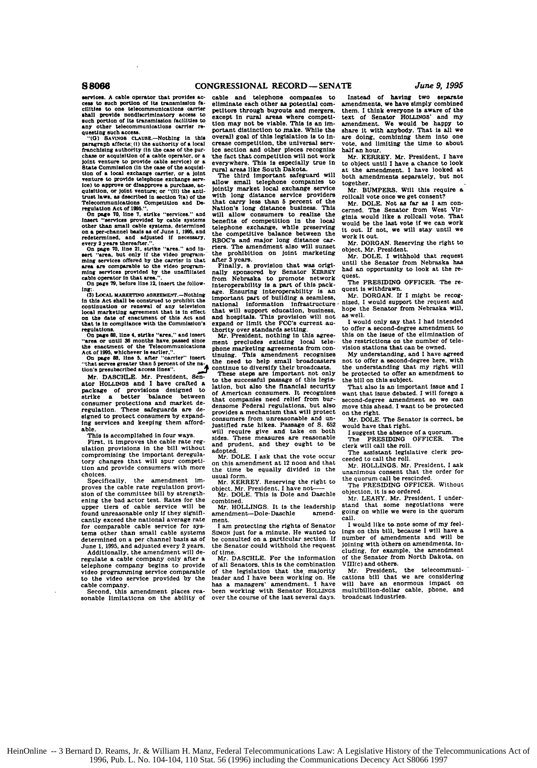services. A cable operator that provides access to such portion of its transmission facilities to one telecommunications carrier shall provide nondiscriminatory access to such portion of its transmission facilities to any other telecommunications carrier requesting such access.

"(G) SAVINGS CLAUSE.—Nothing in this paragraph affects: (i) the authority of a local franchising authority (in the case of the purchase or acquisition of a cable operator, or a joint venture to provide cable service) or a State Commission (in the case of the acquisition of a local exchange carrier, or a joint venture to provide telephone exchange service) to approve or disapprove a purchase, acquisition, or joint venture; or "(ii) the antitrust laws, as described in section 7(a) of the Telecommunications Competition and Deregulation Act of 1995.".

On page 70, line 7, strike "services." and insert "services provided by cable systems other than small cable systems, determined on a per-channel basis as of June 1, 1995, and redetermined, and adjusted if necessary, every 2 years thereafter.".

On page 70, line 21, strike "area." and insert "area, but only if the video programming services offered by the carrier in that area are comparable to the video programming services provided by the unaffiliated cable operator in that area.".

On page 79, before line 12, insert the following:

(3) LOCAL MARKETING AGREEMENT.—Nothing in this Act shall be construed to prohibit the continuation or renewal of any television local marketing agreement that is in effect on the date of enactment of this Act and that is in compliance with the Commission's regulations.

On page 88, line 4, strike "area." and insert "area or until 36 months have passed since the enactment of the Telecommunications Act of 1995, whichever is earlier.".

On page 88, line 5, after "carrier" insert "that serves greater than 5 percent of the nation's presubscribed access lines".

Mr. DASCHLE. Mr. President, Senator HOLLINGS and I have crafted a package of provisions designed to strike a better balance between consumer protections and market deregulation. These safeguards are designed to protect consumers by expanding services and keeping them affordable.

This is accomplished in four ways.

First, it improves the cable rate regulation provisions in the bill without compromising the important deregulatory changes that will spur competition and provide consumers with more choices.

Specifically, the amendment improves the cable rate regulation provision of the committee bill by strengthening the bad actor test. Rates for the upper tiers of cable service will be found unreasonable only if they significantly exceed the national average rate for comparable cable service for systems other than small cable systems determined on a per channel basis of June 1, 1995, and adjusted every 2 years.

Additionally, the amendment will deregulate a cable company only after a telephone company begins to provide video programming service comparable to the video service provided by the cable company.

Second, this amendment places reasonable limitations on the ability of cable and telephone companies to eliminate each other as potential competitors through buyouts and mergers, except in rural areas where competition may not be viable. This is an important distinction to make. While the overall goal of this legislation is to increase competition, the universal service section and other pieces recognize the fact that competition will not work everywhere. This is especially true in rural areas like South Dakota.

The third important safeguard will allow small telephone companies to jointly market local exchange service with long distance service providers that carry less than 5 percent of the Nation's long distance business. This will allow consumers to realize the benefits of competition in the local telephone exchange, while preserving the competitive balance between the RBOC's and major long distance carriers. The amendment also will sunset the prohibition on joint marketing after 3 years.

Finally, a provision that was originally sponsored by Senator KERREY from Nebraska to promote network interoperability is a part of this package. Ensuring interoperability is an important part of building a seamless, national information infrastructure that will support education, business, and hospitals. This provision will not expand or limit the FCC's current authority over standards setting.

Mr. President, nothing in this agreement precludes existing local telephone marketing agreements from continuing. This amendment recognizes the need to help small broadcasters continue to diversify their broadcasts.

These steps are important not only to the successful passage of this legislation, but also the financial security of American consumers. It recognizes that companies need relief from burdensome Federal regulations, but also provides a mechanism that will protect consumers from unreasonable and unjustified rate hikes. Passage of S. 652 will require give and take on both sides. These measures are reasonable and prudent, and they ought to be adopted.

Mr. DOLE. I ask that the vote occur on this amendment at 12 noon and that the time be equally divided in the usual form.

Mr. KERREY. Reserving the right to object, Mr. President, I have not——

Mr. DOLE. This is Dole and Daschle combined.

Mr. HOLLINGS. It is the leadership amendment—Dole-Daschle amendment.

I am protecting the rights of Senator SIMON just for a minute. He wanted to be consulted on a particular section. If the Senator could withhold the request of time.

Mr. DASCHLE. For the information of all Senators, this is the combination of the legislation that the majority leader and I have been working on. He has a managers' amendment. I have been working with Senator HOLLINGS over the course of the last several days. Instead of having two separate amendments, we have simply combined them. I think everyone is aware of the text of Senator HOLLINGS' and my amendment. We would be happy to share it with anybody. That is all we are doing, combining them into one vote, and limiting the time to about half an hour.

Mr. KERREY. Mr. President, I have to object until I have a chance to look at the amendment. I have looked at both amendments separately, but not together.

Mr. BUMPERS. Will this require a rollcall vote once we get consent?

Mr. DOLE. Not as far as I am concerned. The Senator from West Virginia would like a rollcall vote. That would be the last vote if we can work it out. If not, we will stay until we work it out.

Mr. DORGAN. Reserving the right to object, Mr. President.

Mr. DOLE. I withhold that request until the Senator from Nebraska has had an opportunity to look at the request.

The PRESIDING OFFICER. The request is withdrawn.

Mr. DORGAN. If I might be recognized, I would support the request and hope the Senator from Nebraska will, as well.

I would only say that I had intended to offer a second-degree amendment to this on the issue of the elimination of the restrictions on the number of television stations that can be owned.

My understanding, and I have agreed not to offer a second-degree here, with the understanding that my right will be protected to offer an amendment to the bill on this subject.

That also is an important issue and I want that issue debated. I will forego a second-degree amendment so we can move this ahead. I want to be protected on the right.

Mr. DOLE. The Senator is correct, he would have that right.

I suggest the absence of a quorum.

The PRESIDING OFFICER. The clerk will call the roll.

The assistant legislative clerk proceeded to call the roll.

Mr. HOLLINGS. Mr. President, I ask unanimous consent that the order for the quorum call be rescinded.

The PRESIDING OFFICER. Without objection, it is so ordered.

Mr. LEAHY. Mr. President, I understand that some negotiations were going on while we were in the quorum call.

I would like to note some of my feelings on this bill, because I will have a number of amendments and will be joining with others on amendments, including, for example, the amendment of the Senator from North Dakota, on VIII(c) and others.

Mr. President, the telecommunications bill that we are considering will have an enormous impact on multibillion-dollar cable, phone, and broadcast industries.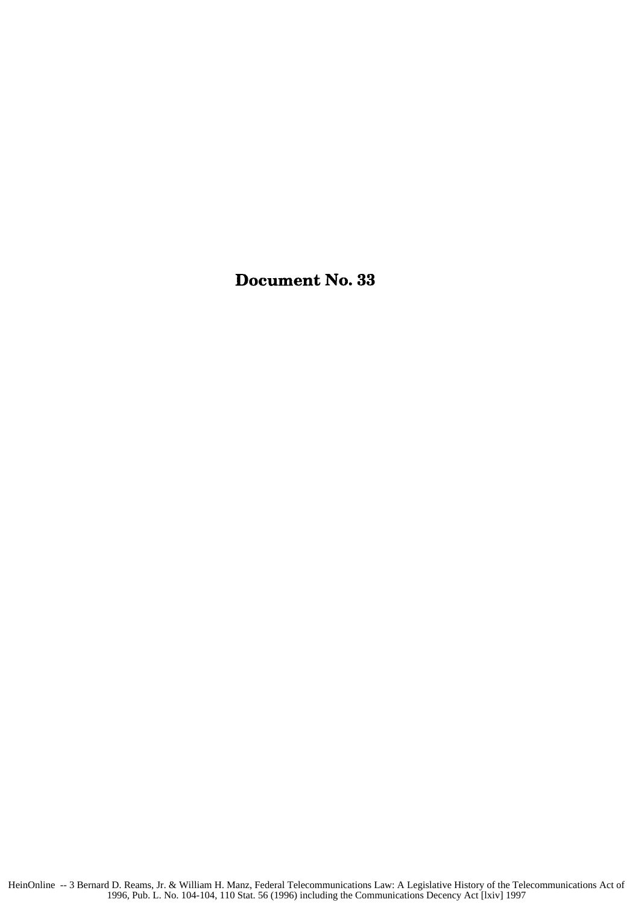# Document No. 33